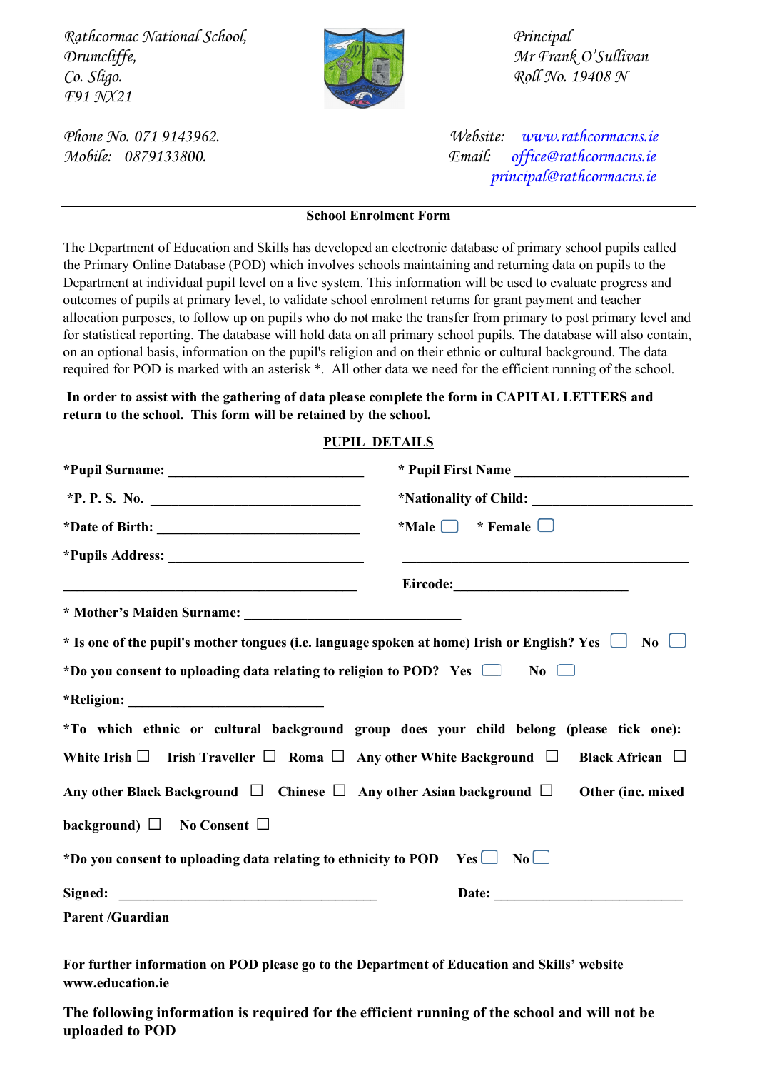*Rathcormac National School,*
*Drumcliffe,*
*Co. Sligo.*
*F91 NX21*

*Principal*
*Mr Frank O'Sullivan*
*Roll No. 19408 N*

*Phone No. 071 9143962.*
*Mobile: 0879133800.*

*Website: www.rathcormacns.ie*
*Email: office@rathcormacns.ie*
*principal@rathcormacns.ie*

---

**School Enrolment Form**

The Department of Education and Skills has developed an electronic database of primary school pupils called the Primary Online Database (POD) which involves schools maintaining and returning data on pupils to the Department at individual pupil level on a live system. This information will be used to evaluate progress and outcomes of pupils at primary level, to validate school enrolment returns for grant payment and teacher allocation purposes, to follow up on pupils who do not make the transfer from primary to post primary level and for statistical reporting. The database will hold data on all primary school pupils. The database will also contain, on an optional basis, information on the pupil's religion and on their ethnic or cultural background. The data required for POD is marked with an asterisk *. All other data we need for the efficient running of the school.

**In order to assist with the gathering of data please complete the form in CAPITAL LETTERS and return to the school. This form will be retained by the school.**

**PUPIL DETAILS**

**\*Pupil Surname:** ____________________________ **\* Pupil First Name** ________________________

**\*P. P. S. No.** ______________________________ **\*Nationality of Child:** _______________________

**\*Date of Birth:** ____________________________ **\*Male** ☐ **\* Female** ☐

**\*Pupils Address:** ____________________________ ___________________________________________

___________________________________________ **Eircode:**_________________________

**\* Mother's Maiden Surname:** _______________________________

**\* Is one of the pupil's mother tongues (i.e. language spoken at home) Irish or English? Yes** ☐ **No** ☐

**\*Do you consent to uploading data relating to religion to POD? Yes** ☐ **No** ☐

**\*Religion:** ____________________________

**\*To which ethnic or cultural background group does your child belong (please tick one):**

**White Irish** ☐ **Irish Traveller** ☐ **Roma** ☐ **Any other White Background** ☐ **Black African** ☐

**Any other Black Background** ☐ **Chinese** ☐ **Any other Asian background** ☐ **Other (inc. mixed background)** ☐ **No Consent** ☐

**\*Do you consent to uploading data relating to ethnicity to POD Yes** ☐ **No** ☐

**Signed:** ___________________________________ **Date:** ___________________________

**Parent /Guardian**

**For further information on POD please go to the Department of Education and Skills' website www.education.ie**

**The following information is required for the efficient running of the school and will not be uploaded to POD**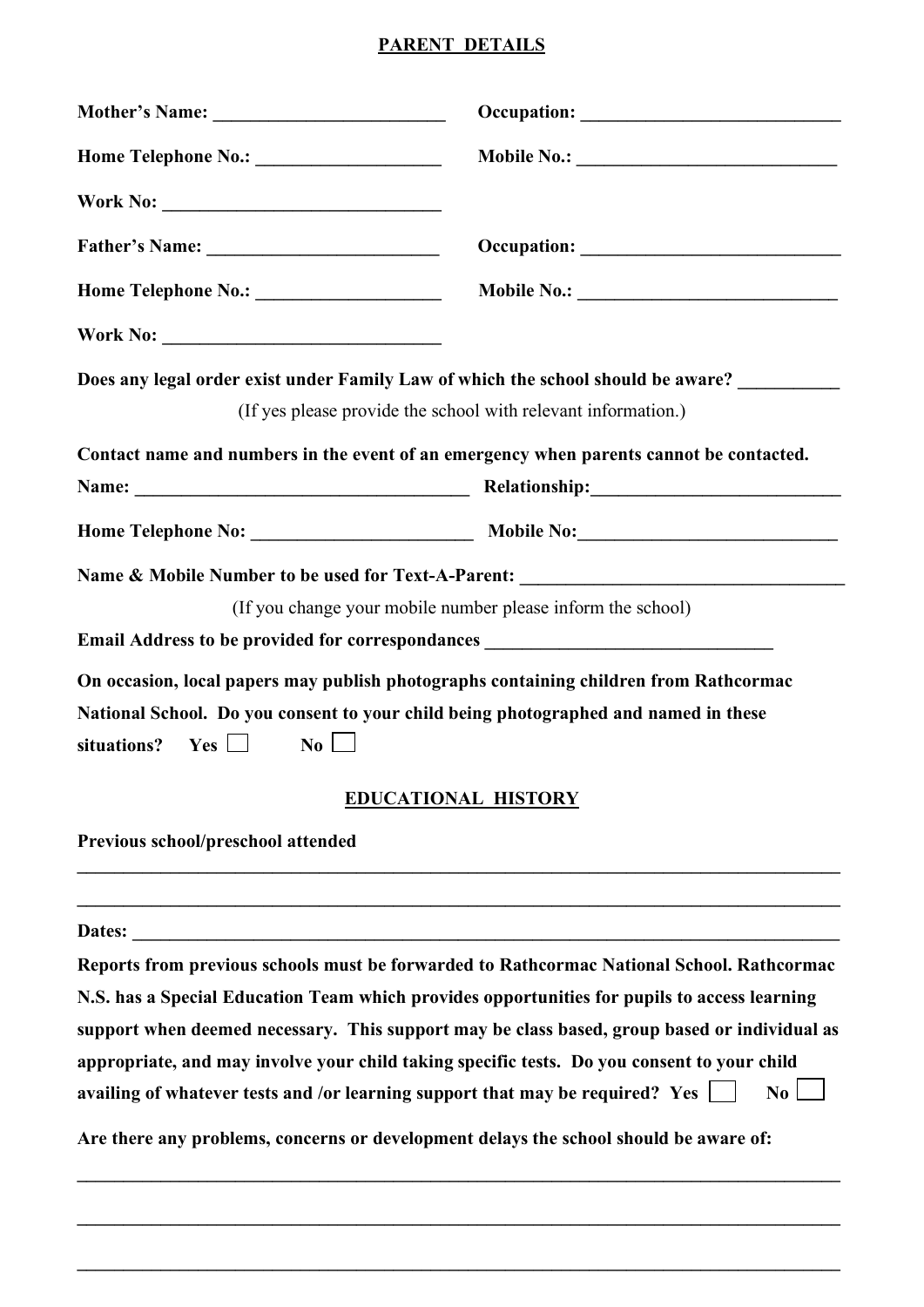## PARENT DETAILS

**Mother's Name: _________________________** **Occupation: ____________________________**

**Home Telephone No.: ___________________** **Mobile No.: ____________________________**

**Work No: ______________________________**

**Father's Name: ________________________** **Occupation: ____________________________**

**Home Telephone No.: ___________________** **Mobile No.: ____________________________**

**Work No: ______________________________**

**Does any legal order exist under Family Law of which the school should be aware? __________**

(If yes please provide the school with relevant information.)

**Contact name and numbers in the event of an emergency when parents cannot be contacted.**

**Name: ___________________________________** **Relationship:___________________________**

**Home Telephone No: _______________________** **Mobile No:____________________________**

**Name & Mobile Number to be used for Text-A-Parent: ___________________________________**

(If you change your mobile number please inform the school)

**Email Address to be provided for correspondances ______________________________**

**On occasion, local papers may publish photographs containing children from Rathcormac National School. Do you consent to your child being photographed and named in these situations? Yes ☐ No ☐**

## EDUCATIONAL HISTORY

**Previous school/preschool attended**

_____________________________________________________________________________________

_____________________________________________________________________________________

**Dates: ______________________________________________________________________________**

**Reports from previous schools must be forwarded to Rathcormac National School. Rathcormac N.S. has a Special Education Team which provides opportunities for pupils to access learning support when deemed necessary. This support may be class based, group based or individual as appropriate, and may involve your child taking specific tests. Do you consent to your child availing of whatever tests and /or learning support that may be required? Yes ☐ No ☐**

**Are there any problems, concerns or development delays the school should be aware of:**

_____________________________________________________________________________________

_____________________________________________________________________________________

_____________________________________________________________________________________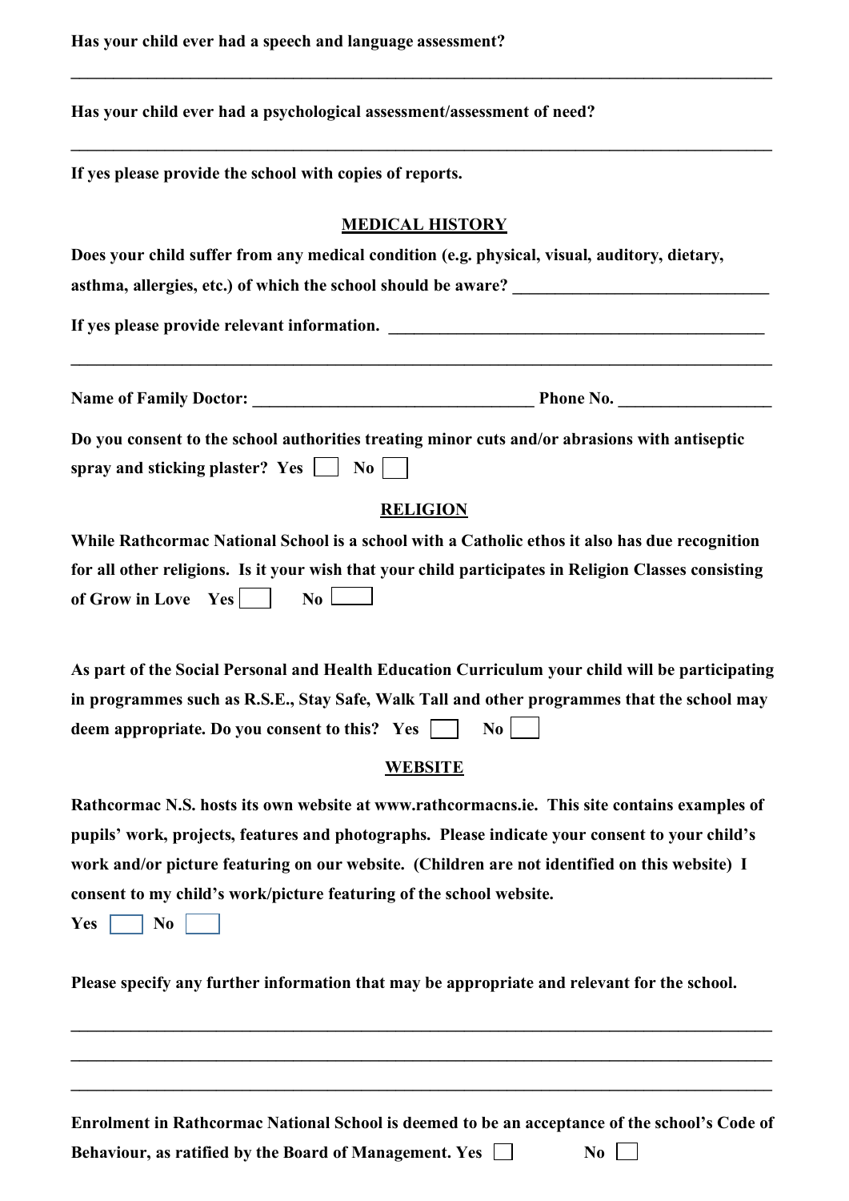**Has your child ever had a speech and language assessment?**

______________________________________________________________________________

**Has your child ever had a psychological assessment/assessment of need?**

______________________________________________________________________________

**If yes please provide the school with copies of reports.**

## MEDICAL HISTORY

**Does your child suffer from any medical condition (e.g. physical, visual, auditory, dietary, asthma, allergies, etc.) of which the school should be aware?** ______________________________

**If yes please provide relevant information.** ______________________________________________

______________________________________________________________________________

**Name of Family Doctor:** _________________________________ **Phone No.** _________________

**Do you consent to the school authorities treating minor cuts and/or abrasions with antiseptic spray and sticking plaster? Yes** ☐ **No** ☐

## RELIGION

**While Rathcormac National School is a school with a Catholic ethos it also has due recognition for all other religions. Is it your wish that your child participates in Religion Classes consisting of Grow in Love Yes** ☐ **No** ☐

**As part of the Social Personal and Health Education Curriculum your child will be participating in programmes such as R.S.E., Stay Safe, Walk Tall and other programmes that the school may deem appropriate. Do you consent to this? Yes** ☐ **No** ☐

## WEBSITE

**Rathcormac N.S. hosts its own website at www.rathcormacns.ie. This site contains examples of pupils' work, projects, features and photographs. Please indicate your consent to your child's work and/or picture featuring on our website. (Children are not identified on this website) I consent to my child's work/picture featuring of the school website.**

**Yes** ☐ **No** ☐

**Please specify any further information that may be appropriate and relevant for the school.**

______________________________________________________________________________

______________________________________________________________________________

______________________________________________________________________________

**Enrolment in Rathcormac National School is deemed to be an acceptance of the school's Code of Behaviour, as ratified by the Board of Management. Yes** ☐ **No** ☐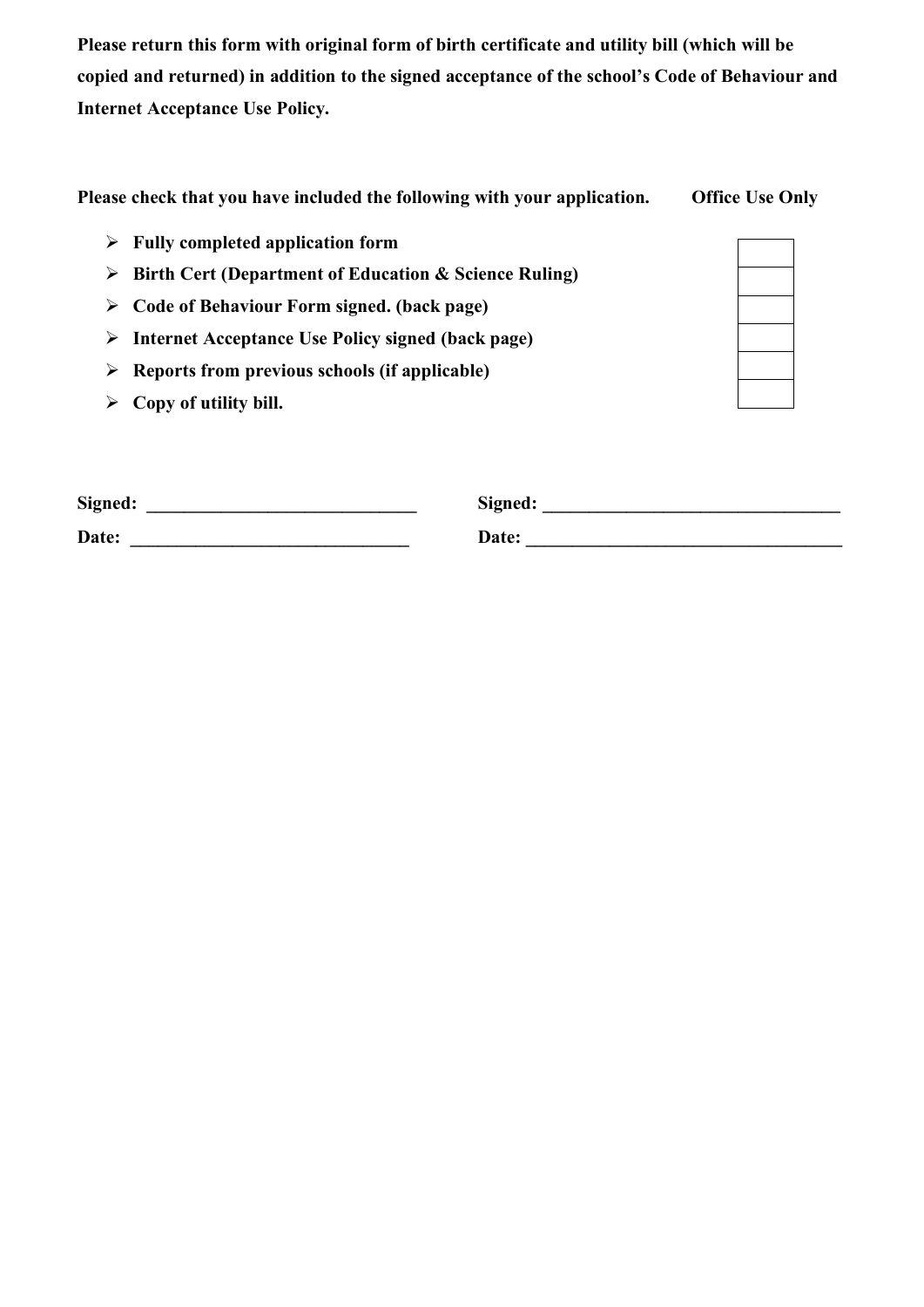**Please return this form with original form of birth certificate and utility bill (which will be copied and returned) in addition to the signed acceptance of the school's Code of Behaviour and Internet Acceptance Use Policy.**

**Please check that you have included the following with your application.** **Office Use Only**

- **Fully completed application form** ☐
- **Birth Cert (Department of Education & Science Ruling)** ☐
- **Code of Behaviour Form signed. (back page)** ☐
- **Internet Acceptance Use Policy signed (back page)** ☐
- **Reports from previous schools (if applicable)** ☐
- **Copy of utility bill.** ☐

**Signed:** _____________________________ **Signed:** _______________________________

**Date:** ______________________________ **Date:** __________________________________